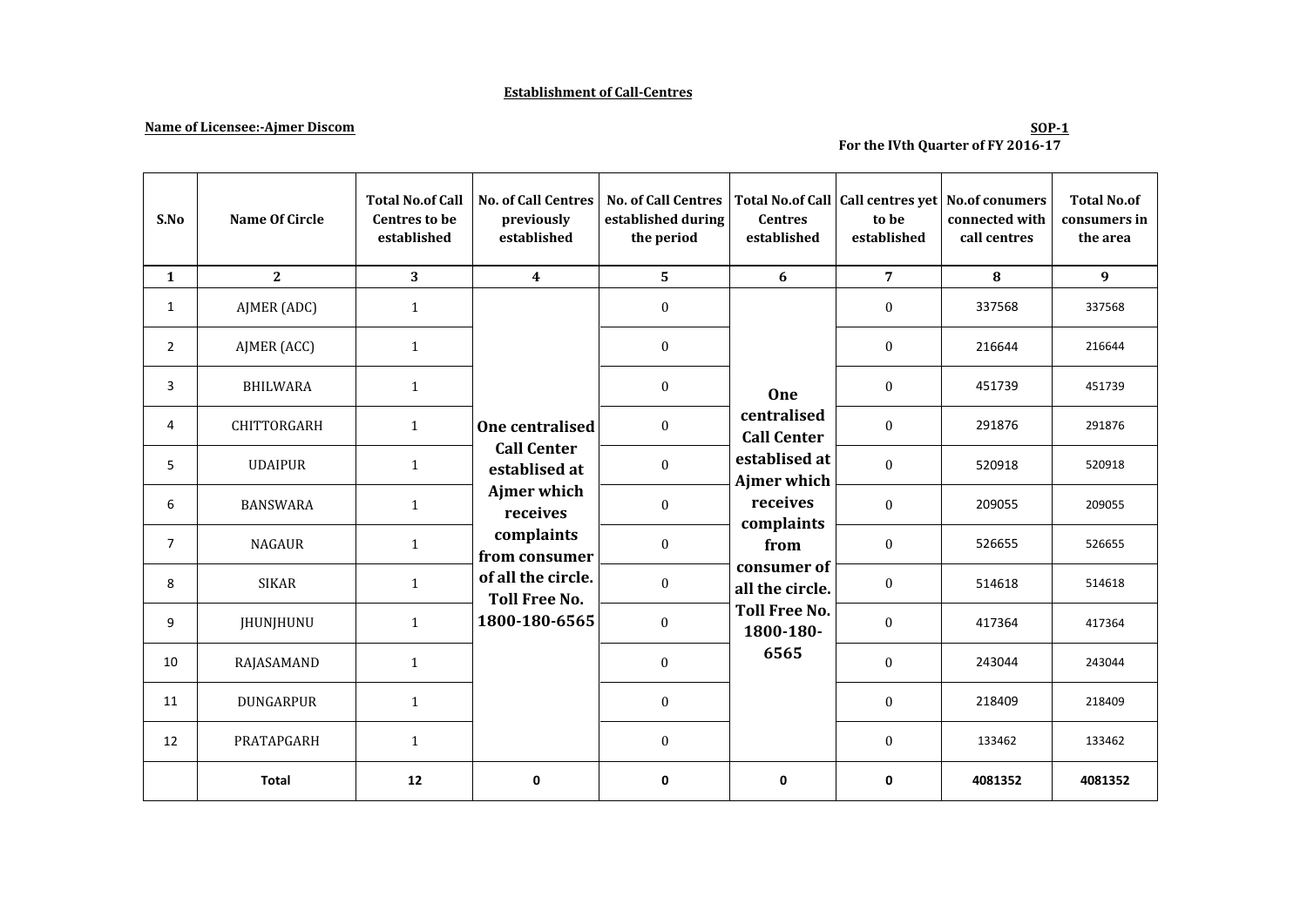## Establishment of Call-Centres

**Name of Licensee:-Ajmer Discom**

**SOP-1**
**For the IVth Quarter of FY 2016-17**

| S.No | Name Of Circle | Total No.of Call Centres to be established | No. of Call Centres previously established | No. of Call Centres established during the period | Total No.of Call Centres established | Call centres yet to be established | No.of conumers connected with call centres | Total No.of consumers in the area |
|---|---|---|---|---|---|---|---|---|
| 1 | 2 | 3 | 4 | 5 | 6 | 7 | 8 | 9 |
| 1 | AJMER (ADC) | 1 | One centralised Call Center establised at Ajmer which receives complaints from consumer of all the circle. Toll Free No. 1800-180-6565 | 0 | One centralised Call Center establised at Ajmer which receives complaints from consumer of all the circle. Toll Free No. 1800-180-6565 | 0 | 337568 | 337568 |
| 2 | AJMER (ACC) | 1 | | 0 | | 0 | 216644 | 216644 |
| 3 | BHILWARA | 1 | | 0 | | 0 | 451739 | 451739 |
| 4 | CHITTORGARH | 1 | | 0 | | 0 | 291876 | 291876 |
| 5 | UDAIPUR | 1 | | 0 | | 0 | 520918 | 520918 |
| 6 | BANSWARA | 1 | | 0 | | 0 | 209055 | 209055 |
| 7 | NAGAUR | 1 | | 0 | | 0 | 526655 | 526655 |
| 8 | SIKAR | 1 | | 0 | | 0 | 514618 | 514618 |
| 9 | JHUNJHUNU | 1 | | 0 | | 0 | 417364 | 417364 |
| 10 | RAJASAMAND | 1 | | 0 | | 0 | 243044 | 243044 |
| 11 | DUNGARPUR | 1 | | 0 | | 0 | 218409 | 218409 |
| 12 | PRATAPGARH | 1 | | 0 | | 0 | 133462 | 133462 |
| | **Total** | **12** | **0** | **0** | **0** | **0** | **4081352** | **4081352** |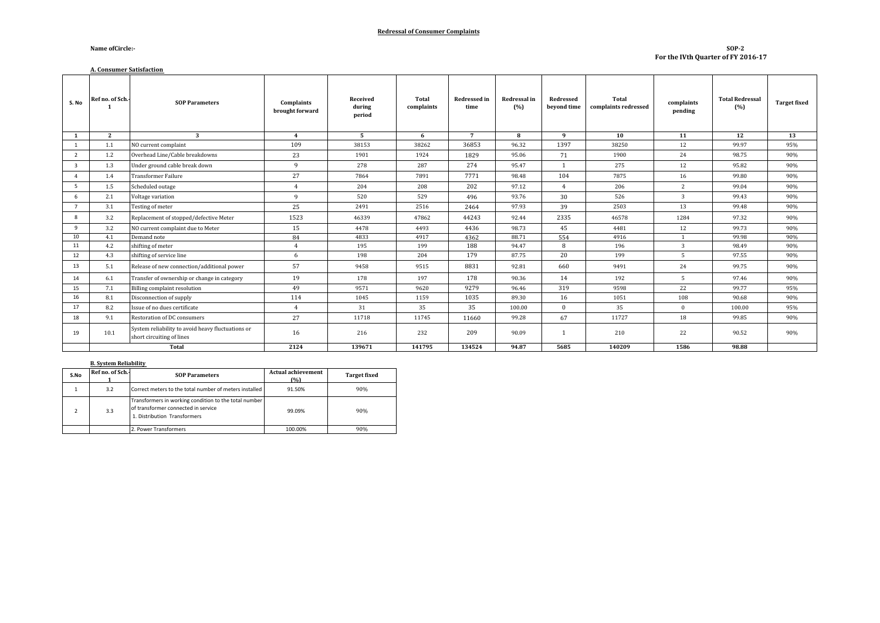**Redressal of Consumer Complaints**

**Name ofCircle:-**

**SOP-2**
**For the IVth Quarter of FY 2016-17**

**A. Consumer Satisfaction**

| S. No | Ref no. of Sch.-1 | SOP Parameters | Complaints brought forward | Received during period | Total complaints | Redressed in time | Redressal in (%) | Redressed beyond time | Total complaints redressed | complaints pending | Total Redressal (%) | Target fixed |
|---|---|---|---|---|---|---|---|---|---|---|---|---|
| 1 | 2 | 3 | 4 | 5 | 6 | 7 | 8 | 9 | 10 | 11 | 12 | 13 |
| 1 | 1.1 | NO current complaint | 109 | 38153 | 38262 | 36853 | 96.32 | 1397 | 38250 | 12 | 99.97 | 95% |
| 2 | 1.2 | Overhead Line/Cable breakdowns | 23 | 1901 | 1924 | 1829 | 95.06 | 71 | 1900 | 24 | 98.75 | 90% |
| 3 | 1.3 | Under ground cable break down | 9 | 278 | 287 | 274 | 95.47 | 1 | 275 | 12 | 95.82 | 90% |
| 4 | 1.4 | Transformer Failure | 27 | 7864 | 7891 | 7771 | 98.48 | 104 | 7875 | 16 | 99.80 | 90% |
| 5 | 1.5 | Scheduled outage | 4 | 204 | 208 | 202 | 97.12 | 4 | 206 | 2 | 99.04 | 90% |
| 6 | 2.1 | Voltage variation | 9 | 520 | 529 | 496 | 93.76 | 30 | 526 | 3 | 99.43 | 90% |
| 7 | 3.1 | Testing of meter | 25 | 2491 | 2516 | 2464 | 97.93 | 39 | 2503 | 13 | 99.48 | 90% |
| 8 | 3.2 | Replacement of stopped/defective Meter | 1523 | 46339 | 47862 | 44243 | 92.44 | 2335 | 46578 | 1284 | 97.32 | 90% |
| 9 | 3.2 | NO current complaint due to Meter | 15 | 4478 | 4493 | 4436 | 98.73 | 45 | 4481 | 12 | 99.73 | 90% |
| 10 | 4.1 | Demand note | 84 | 4833 | 4917 | 4362 | 88.71 | 554 | 4916 | 1 | 99.98 | 90% |
| 11 | 4.2 | shifting of meter | 4 | 195 | 199 | 188 | 94.47 | 8 | 196 | 3 | 98.49 | 90% |
| 12 | 4.3 | shifting of service line | 6 | 198 | 204 | 179 | 87.75 | 20 | 199 | 5 | 97.55 | 90% |
| 13 | 5.1 | Release of new connection/additional power | 57 | 9458 | 9515 | 8831 | 92.81 | 660 | 9491 | 24 | 99.75 | 90% |
| 14 | 6.1 | Transfer of ownership or change in category | 19 | 178 | 197 | 178 | 90.36 | 14 | 192 | 5 | 97.46 | 90% |
| 15 | 7.1 | Billing complaint resolution | 49 | 9571 | 9620 | 9279 | 96.46 | 319 | 9598 | 22 | 99.77 | 95% |
| 16 | 8.1 | Disconnection of supply | 114 | 1045 | 1159 | 1035 | 89.30 | 16 | 1051 | 108 | 90.68 | 90% |
| 17 | 8.2 | Issue of no dues certificate | 4 | 31 | 35 | 35 | 100.00 | 0 | 35 | 0 | 100.00 | 95% |
| 18 | 9.1 | Restoration of DC consumers | 27 | 11718 | 11745 | 11660 | 99.28 | 67 | 11727 | 18 | 99.85 | 90% |
| 19 | 10.1 | System reliability to avoid heavy fluctuations or short circuiting of lines | 16 | 216 | 232 | 209 | 90.09 | 1 | 210 | 22 | 90.52 | 90% |
| | | **Total** | **2124** | **139671** | **141795** | **134524** | **94.87** | **5685** | **140209** | **1586** | **98.88** | |

**B. System Reliability**

| S.No | Ref no. of Sch.-1 | SOP Parameters | Actual achievement (%) | Target fixed |
|---|---|---|---|---|
| 1 | 3.2 | Correct meters to the total number of meters installed | 91.50% | 90% |
| 2 | 3.3 | Transformers in working condition to the total number of transformer connected in service<br>1. Distribution Transformers | 99.09% | 90% |
| | | 2. Power Transformers | 100.00% | 90% |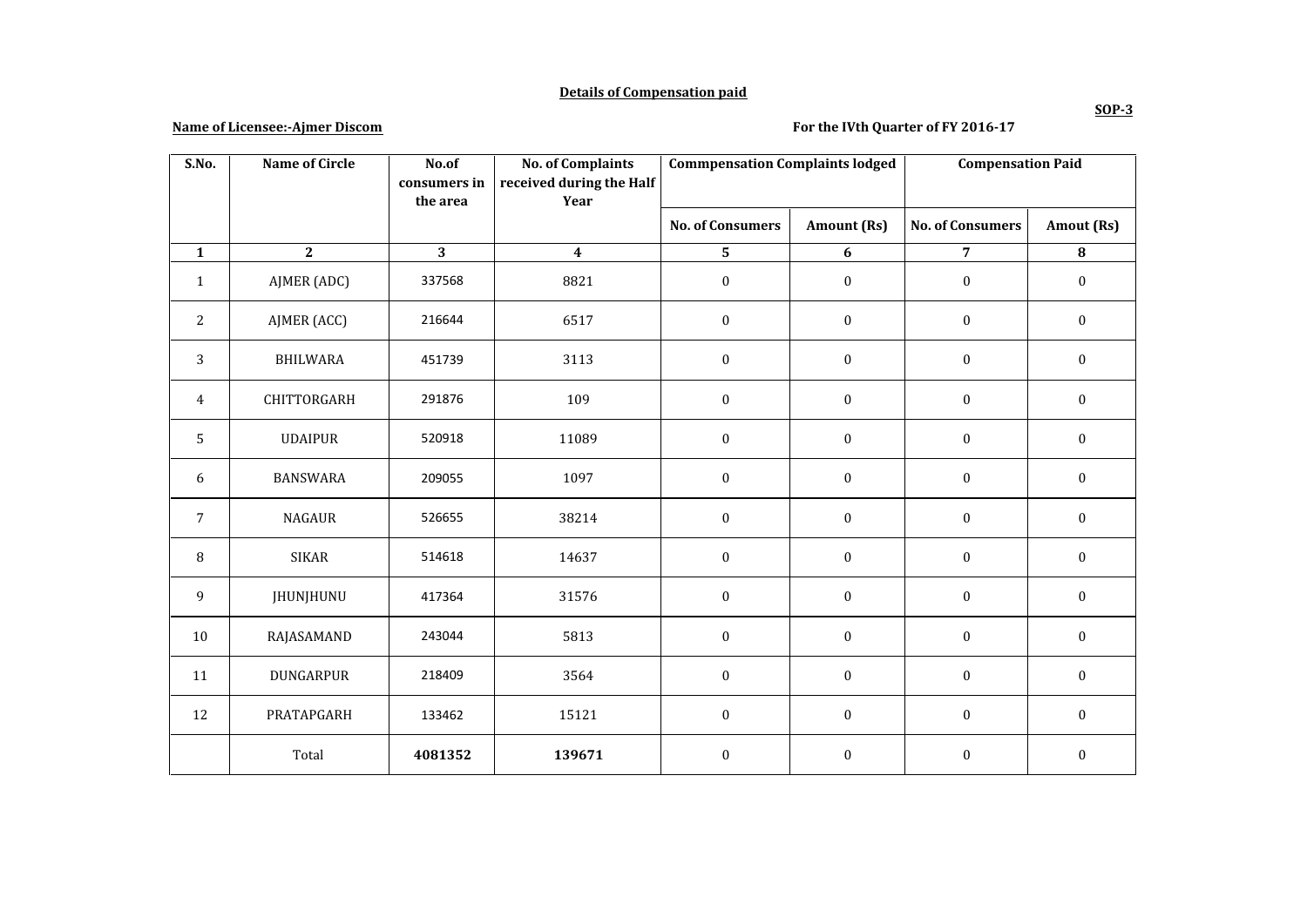**Details of Compensation paid**

**SOP-3**

**Name of Licensee:-Ajmer Discom** **For the IVth Quarter of FY 2016-17**

| S.No. | Name of Circle | No.of consumers in the area | No. of Complaints received during the Half Year | Commpensation Complaints lodged | | Compensation Paid | |
|---|---|---|---|---|---|---|---|
| | | | | No. of Consumers | Amount (Rs) | No. of Consumers | Amout (Rs) |
| **1** | **2** | **3** | **4** | **5** | **6** | **7** | **8** |
| 1 | AJMER (ADC) | 337568 | 8821 | 0 | 0 | 0 | 0 |
| 2 | AJMER (ACC) | 216644 | 6517 | 0 | 0 | 0 | 0 |
| 3 | BHILWARA | 451739 | 3113 | 0 | 0 | 0 | 0 |
| 4 | CHITTORGARH | 291876 | 109 | 0 | 0 | 0 | 0 |
| 5 | UDAIPUR | 520918 | 11089 | 0 | 0 | 0 | 0 |
| 6 | BANSWARA | 209055 | 1097 | 0 | 0 | 0 | 0 |
| 7 | NAGAUR | 526655 | 38214 | 0 | 0 | 0 | 0 |
| 8 | SIKAR | 514618 | 14637 | 0 | 0 | 0 | 0 |
| 9 | JHUNJHUNU | 417364 | 31576 | 0 | 0 | 0 | 0 |
| 10 | RAJASAMAND | 243044 | 5813 | 0 | 0 | 0 | 0 |
| 11 | DUNGARPUR | 218409 | 3564 | 0 | 0 | 0 | 0 |
| 12 | PRATAPGARH | 133462 | 15121 | 0 | 0 | 0 | 0 |
| | Total | **4081352** | **139671** | 0 | 0 | 0 | 0 |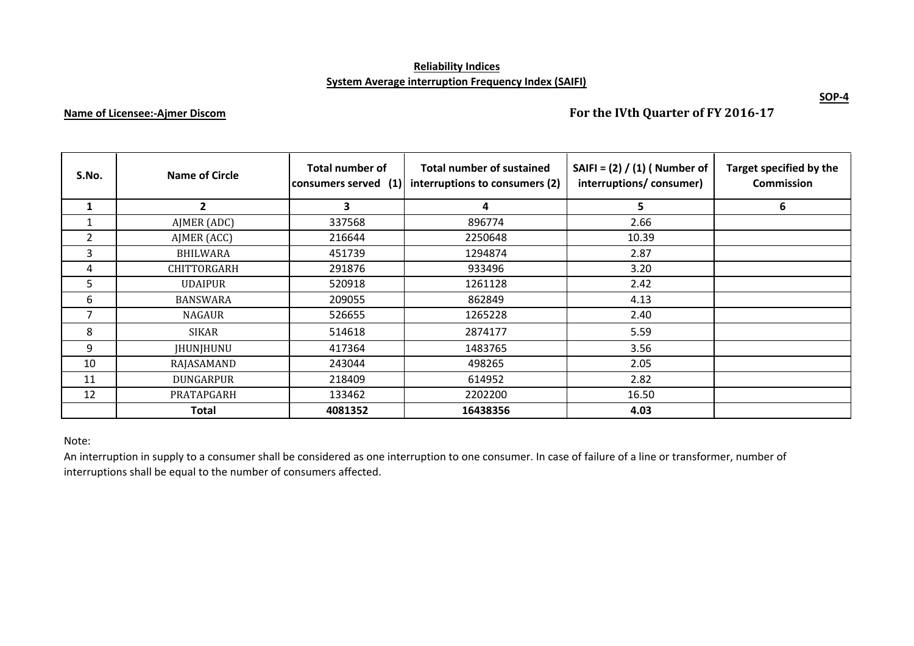**Reliability Indices**

**System Average interruption Frequency Index (SAIFI)**

**SOP-4**

**Name of Licensee:-Ajmer Discom**

**For the IVth Quarter of FY 2016-17**

| S.No. | Name of Circle | Total number of consumers served (1) | Total number of sustained interruptions to consumers (2) | SAIFI = (2) / (1) ( Number of interruptions/ consumer) | Target specified by the Commission |
|---|---|---|---|---|---|
| 1 | 2 | 3 | 4 | 5 | 6 |
| 1 | AJMER (ADC) | 337568 | 896774 | 2.66 | |
| 2 | AJMER (ACC) | 216644 | 2250648 | 10.39 | |
| 3 | BHILWARA | 451739 | 1294874 | 2.87 | |
| 4 | CHITTORGARH | 291876 | 933496 | 3.20 | |
| 5 | UDAIPUR | 520918 | 1261128 | 2.42 | |
| 6 | BANSWARA | 209055 | 862849 | 4.13 | |
| 7 | NAGAUR | 526655 | 1265228 | 2.40 | |
| 8 | SIKAR | 514618 | 2874177 | 5.59 | |
| 9 | JHUNJHUNU | 417364 | 1483765 | 3.56 | |
| 10 | RAJASAMAND | 243044 | 498265 | 2.05 | |
| 11 | DUNGARPUR | 218409 | 614952 | 2.82 | |
| 12 | PRATAPGARH | 133462 | 2202200 | 16.50 | |
| | **Total** | **4081352** | **16438356** | **4.03** | |

Note:

An interruption in supply to a consumer shall be considered as one interruption to one consumer. In case of failure of a line or transformer, number of interruptions shall be equal to the number of consumers affected.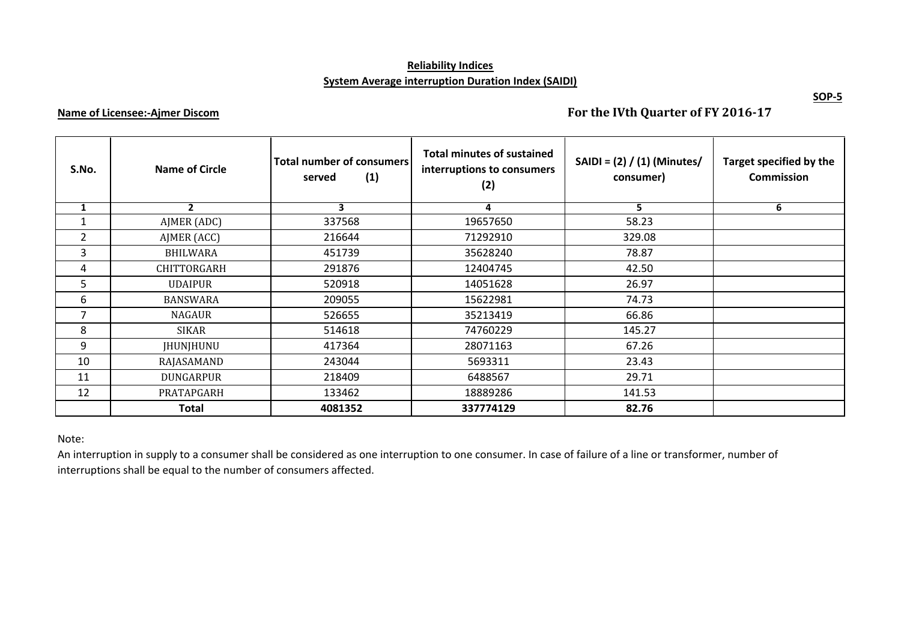**Reliability Indices**

**System Average interruption Duration Index (SAIDI)**

**SOP-5**

**Name of Licensee:-Ajmer Discom**

**For the IVth Quarter of FY 2016-17**

| S.No. | Name of Circle | Total number of consumers served (1) | Total minutes of sustained interruptions to consumers (2) | SAIDI = (2) / (1) (Minutes/ consumer) | Target specified by the Commission |
|---|---|---|---|---|---|
| 1 | 2 | 3 | 4 | 5 | 6 |
| 1 | AJMER (ADC) | 337568 | 19657650 | 58.23 | |
| 2 | AJMER (ACC) | 216644 | 71292910 | 329.08 | |
| 3 | BHILWARA | 451739 | 35628240 | 78.87 | |
| 4 | CHITTORGARH | 291876 | 12404745 | 42.50 | |
| 5 | UDAIPUR | 520918 | 14051628 | 26.97 | |
| 6 | BANSWARA | 209055 | 15622981 | 74.73 | |
| 7 | NAGAUR | 526655 | 35213419 | 66.86 | |
| 8 | SIKAR | 514618 | 74760229 | 145.27 | |
| 9 | JHUNJHUNU | 417364 | 28071163 | 67.26 | |
| 10 | RAJASAMAND | 243044 | 5693311 | 23.43 | |
| 11 | DUNGARPUR | 218409 | 6488567 | 29.71 | |
| 12 | PRATAPGARH | 133462 | 18889286 | 141.53 | |
| | **Total** | **4081352** | **337774129** | **82.76** | |

Note:

An interruption in supply to a consumer shall be considered as one interruption to one consumer. In case of failure of a line or transformer, number of interruptions shall be equal to the number of consumers affected.